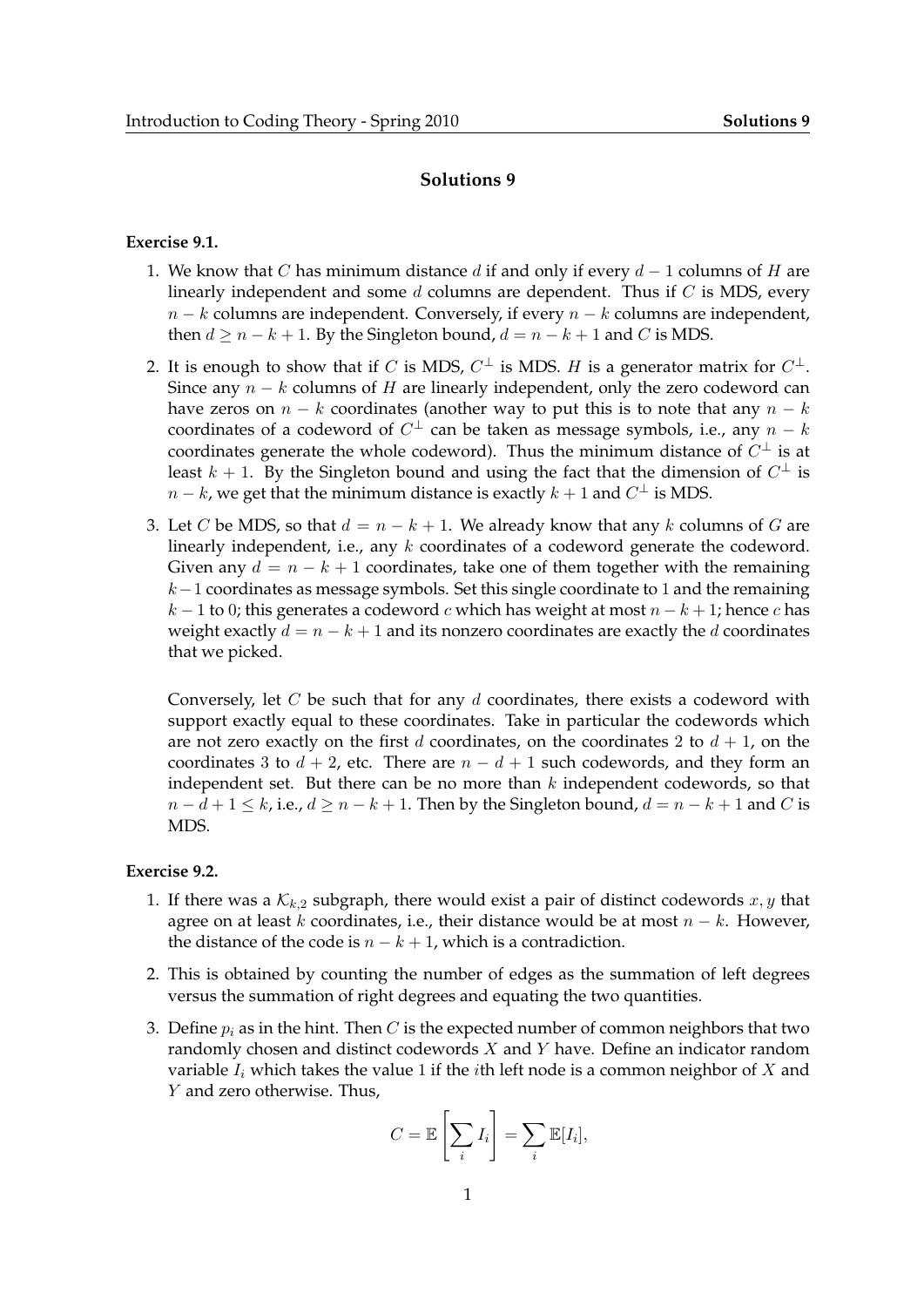# Solutions 9

**Exercise 9.1.**

1. We know that $C$ has minimum distance $d$ if and only if every $d-1$ columns of $H$ are linearly independent and some $d$ columns are dependent. Thus if $C$ is MDS, every $n-k$ columns are independent. Conversely, if every $n-k$ columns are independent, then $d \geq n-k+1$. By the Singleton bound, $d = n-k+1$ and $C$ is MDS.

2. It is enough to show that if $C$ is MDS, $C^\perp$ is MDS. $H$ is a generator matrix for $C^\perp$. Since any $n-k$ columns of $H$ are linearly independent, only the zero codeword can have zeros on $n-k$ coordinates (another way to put this is to note that any $n-k$ coordinates of a codeword of $C^\perp$ can be taken as message symbols, i.e., any $n-k$ coordinates generate the whole codeword). Thus the minimum distance of $C^\perp$ is at least $k+1$. By the Singleton bound and using the fact that the dimension of $C^\perp$ is $n-k$, we get that the minimum distance is exactly $k+1$ and $C^\perp$ is MDS.

3. Let $C$ be MDS, so that $d = n-k+1$. We already know that any $k$ columns of $G$ are linearly independent, i.e., any $k$ coordinates of a codeword generate the codeword. Given any $d = n-k+1$ coordinates, take one of them together with the remaining $k-1$ coordinates as message symbols. Set this single coordinate to 1 and the remaining $k-1$ to 0; this generates a codeword $c$ which has weight at most $n-k+1$; hence $c$ has weight exactly $d = n-k+1$ and its nonzero coordinates are exactly the $d$ coordinates that we picked.

   Conversely, let $C$ be such that for any $d$ coordinates, there exists a codeword with support exactly equal to these coordinates. Take in particular the codewords which are not zero exactly on the first $d$ coordinates, on the coordinates 2 to $d+1$, on the coordinates 3 to $d+2$, etc. There are $n-d+1$ such codewords, and they form an independent set. But there can be no more than $k$ independent codewords, so that $n-d+1 \leq k$, i.e., $d \geq n-k+1$. Then by the Singleton bound, $d = n-k+1$ and $C$ is MDS.

**Exercise 9.2.**

1. If there was a $\mathcal{K}_{k,2}$ subgraph, there would exist a pair of distinct codewords $x, y$ that agree on at least $k$ coordinates, i.e., their distance would be at most $n-k$. However, the distance of the code is $n-k+1$, which is a contradiction.

2. This is obtained by counting the number of edges as the summation of left degrees versus the summation of right degrees and equating the two quantities.

3. Define $p_i$ as in the hint. Then $C$ is the expected number of common neighbors that two randomly chosen and distinct codewords $X$ and $Y$ have. Define an indicator random variable $I_i$ which takes the value 1 if the $i$th left node is a common neighbor of $X$ and $Y$ and zero otherwise. Thus,

$$C = \mathbb{E}\left[\sum_i I_i\right] = \sum_i \mathbb{E}[I_i],$$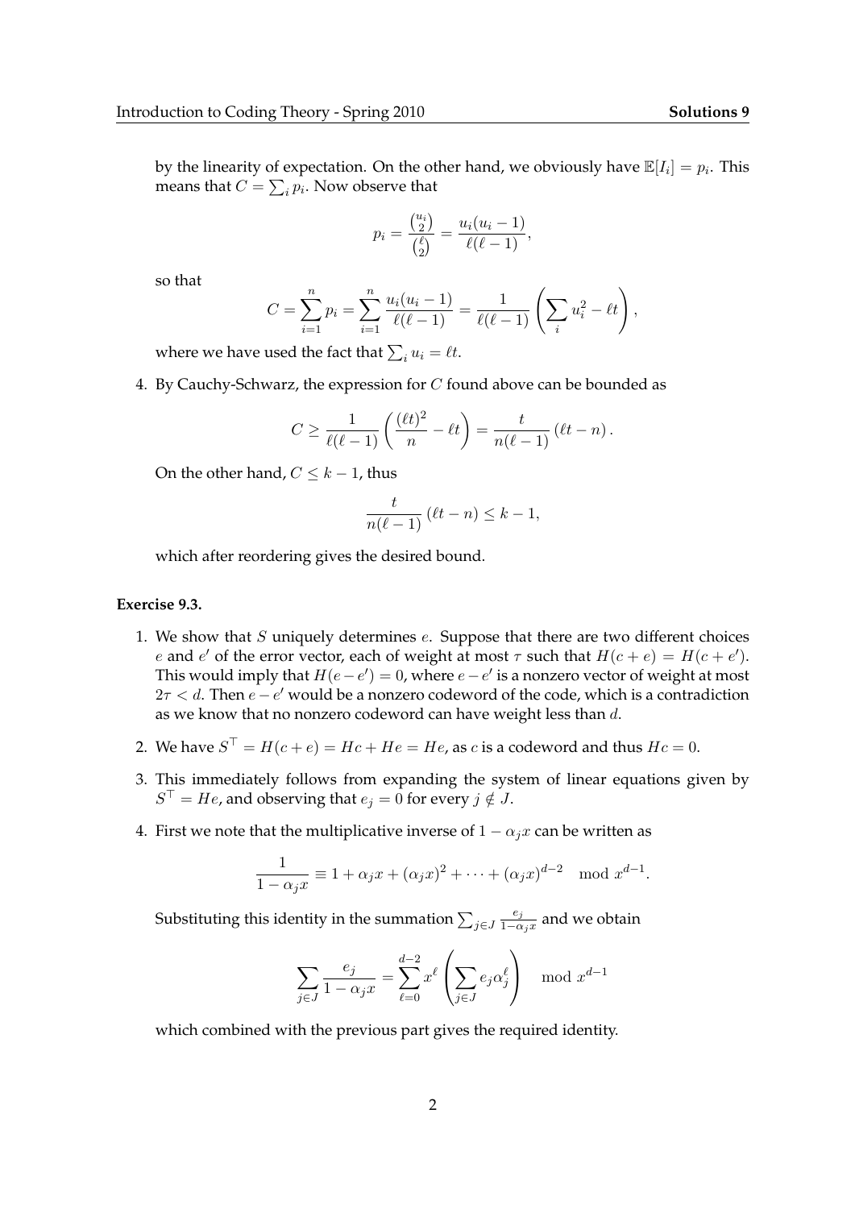by the linearity of expectation. On the other hand, we obviously have $\mathbb{E}[I_i] = p_i$. This means that $C = \sum_i p_i$. Now observe that

$$p_i = \frac{\binom{u_i}{2}}{\binom{\ell}{2}} = \frac{u_i(u_i-1)}{\ell(\ell-1)},$$

so that

$$C = \sum_{i=1}^{n} p_i = \sum_{i=1}^{n} \frac{u_i(u_i-1)}{\ell(\ell-1)} = \frac{1}{\ell(\ell-1)} \left( \sum_i u_i^2 - \ell t \right),$$

where we have used the fact that $\sum_i u_i = \ell t$.

4. By Cauchy-Schwarz, the expression for $C$ found above can be bounded as

$$C \geq \frac{1}{\ell(\ell-1)} \left( \frac{(\ell t)^2}{n} - \ell t \right) = \frac{t}{n(\ell-1)} (\ell t - n).$$

On the other hand, $C \leq k-1$, thus

$$\frac{t}{n(\ell-1)} (\ell t - n) \leq k-1,$$

which after reordering gives the desired bound.

**Exercise 9.3.**

1. We show that $S$ uniquely determines $e$. Suppose that there are two different choices $e$ and $e'$ of the error vector, each of weight at most $\tau$ such that $H(c+e) = H(c+e')$. This would imply that $H(e-e') = 0$, where $e - e'$ is a nonzero vector of weight at most $2\tau < d$. Then $e - e'$ would be a nonzero codeword of the code, which is a contradiction as we know that no nonzero codeword can have weight less than $d$.

2. We have $S^\top = H(c+e) = Hc + He = He$, as $c$ is a codeword and thus $Hc = 0$.

3. This immediately follows from expanding the system of linear equations given by $S^\top = He$, and observing that $e_j = 0$ for every $j \notin J$.

4. First we note that the multiplicative inverse of $1 - \alpha_j x$ can be written as

$$\frac{1}{1-\alpha_j x} \equiv 1 + \alpha_j x + (\alpha_j x)^2 + \cdots + (\alpha_j x)^{d-2} \mod x^{d-1}.$$

Substituting this identity in the summation $\sum_{j \in J} \frac{e_j}{1-\alpha_j x}$ and we obtain

$$\sum_{j \in J} \frac{e_j}{1-\alpha_j x} = \sum_{\ell=0}^{d-2} x^\ell \left( \sum_{j \in J} e_j \alpha_j^\ell \right) \mod x^{d-1}$$

which combined with the previous part gives the required identity.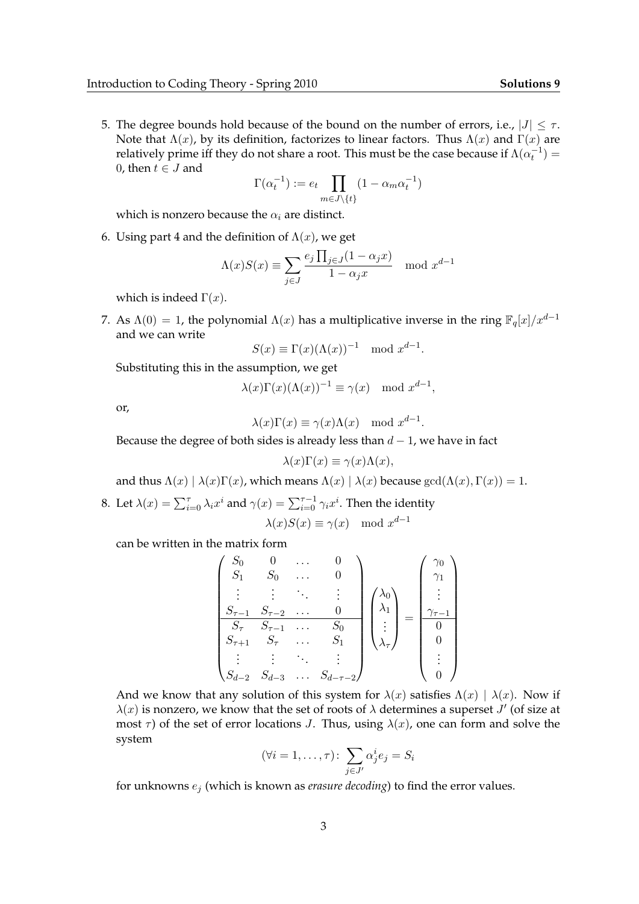5. The degree bounds hold because of the bound on the number of errors, i.e., $|J| \le \tau$. Note that $\Lambda(x)$, by its definition, factorizes to linear factors. Thus $\Lambda(x)$ and $\Gamma(x)$ are relatively prime iff they do not share a root. This must be the case because if $\Lambda(\alpha_t^{-1}) = 0$, then $t \in J$ and

$$\Gamma(\alpha_t^{-1}) := e_t \prod_{m \in J \setminus \{t\}} (1 - \alpha_m \alpha_t^{-1})$$

which is nonzero because the $\alpha_i$ are distinct.

6. Using part 4 and the definition of $\Lambda(x)$, we get

$$\Lambda(x)S(x) \equiv \sum_{j \in J} \frac{e_j \prod_{j \in J}(1 - \alpha_j x)}{1 - \alpha_j x} \mod x^{d-1}$$

which is indeed $\Gamma(x)$.

7. As $\Lambda(0) = 1$, the polynomial $\Lambda(x)$ has a multiplicative inverse in the ring $\mathbb{F}_q[x]/x^{d-1}$ and we can write

$$S(x) \equiv \Gamma(x)(\Lambda(x))^{-1} \mod x^{d-1}.$$

Substituting this in the assumption, we get

$$\lambda(x)\Gamma(x)(\Lambda(x))^{-1} \equiv \gamma(x) \mod x^{d-1},$$

or,

$$\lambda(x)\Gamma(x) \equiv \gamma(x)\Lambda(x) \mod x^{d-1}.$$

Because the degree of both sides is already less than $d-1$, we have in fact

$$\lambda(x)\Gamma(x) \equiv \gamma(x)\Lambda(x),$$

and thus $\Lambda(x) \mid \lambda(x)\Gamma(x)$, which means $\Lambda(x) \mid \lambda(x)$ because $\gcd(\Lambda(x), \Gamma(x)) = 1$.

8. Let $\lambda(x) = \sum_{i=0}^{\tau} \lambda_i x^i$ and $\gamma(x) = \sum_{i=0}^{\tau-1} \gamma_i x^i$. Then the identity

$$\lambda(x)S(x) \equiv \gamma(x) \mod x^{d-1}$$

can be written in the matrix form

$$\left(\begin{array}{cccc} S_0 & 0 & \dots & 0 \\ S_1 & S_0 & \dots & 0 \\ \vdots & \vdots & \ddots & \vdots \\ S_{\tau-1} & S_{\tau-2} & \dots & 0 \\ \hline S_\tau & S_{\tau-1} & \dots & S_0 \\ S_{\tau+1} & S_\tau & \dots & S_1 \\ \vdots & \vdots & \ddots & \vdots \\ S_{d-2} & S_{d-3} & \dots & S_{d-\tau-2} \end{array}\right) \begin{pmatrix} \lambda_0 \\ \lambda_1 \\ \vdots \\ \lambda_\tau \end{pmatrix} = \left(\begin{array}{c} \gamma_0 \\ \gamma_1 \\ \vdots \\ \gamma_{\tau-1} \\ \hline 0 \\ 0 \\ \vdots \\ 0 \end{array}\right)$$

And we know that any solution of this system for $\lambda(x)$ satisfies $\Lambda(x) \mid \lambda(x)$. Now if $\lambda(x)$ is nonzero, we know that the set of roots of $\lambda$ determines a superset $J'$ (of size at most $\tau$) of the set of error locations $J$. Thus, using $\lambda(x)$, one can form and solve the system

$$(\forall i = 1, \dots, \tau)\colon \sum_{j \in J'} \alpha_j^i e_j = S_i$$

for unknowns $e_j$ (which is known as *erasure decoding*) to find the error values.